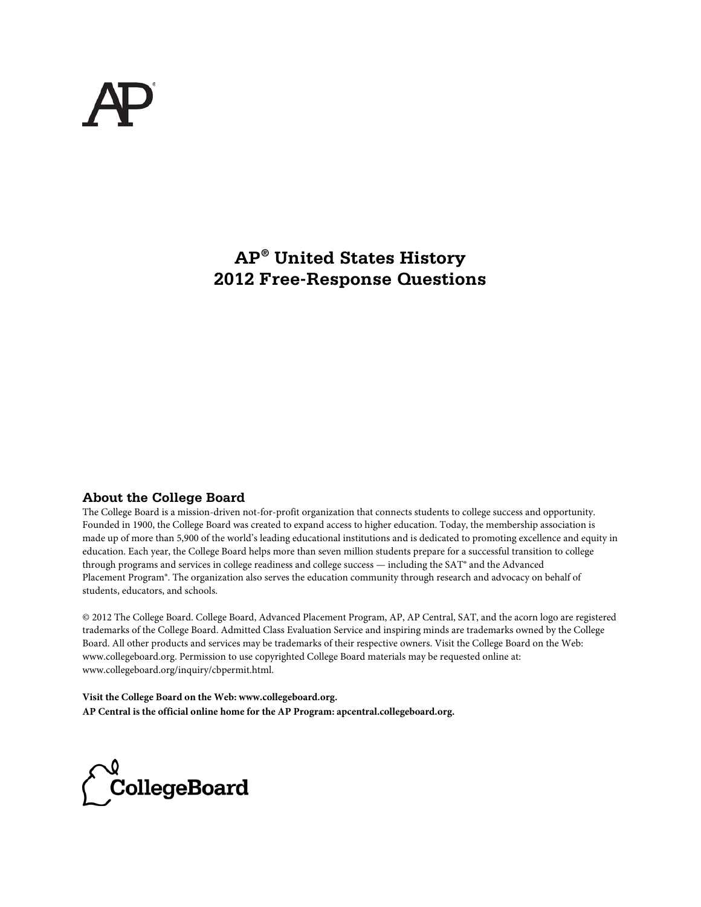# AP® United States History 2012 Free-Response Questions

## About the College Board

The College Board is a mission-driven not-for-profit organization that connects students to college success and opportunity. Founded in 1900, the College Board was created to expand access to higher education. Today, the membership association is made up of more than 5,900 of the world's leading educational institutions and is dedicated to promoting excellence and equity in education. Each year, the College Board helps more than seven million students prepare for a successful transition to college through programs and services in college readiness and college success — including the SAT® and the Advanced Placement Program®. The organization also serves the education community through research and advocacy on behalf of students, educators, and schools.

© 2012 The College Board. College Board, Advanced Placement Program, AP, AP Central, SAT, and the acorn logo are registered trademarks of the College Board. Admitted Class Evaluation Service and inspiring minds are trademarks owned by the College Board. All other products and services may be trademarks of their respective owners. Visit the College Board on the Web: www.collegeboard.org. Permission to use copyrighted College Board materials may be requested online at: www.collegeboard.org/inquiry/cbpermit.html.

**Visit the College Board on the Web: www.collegeboard.org.**
**AP Central is the official online home for the AP Program: apcentral.collegeboard.org.**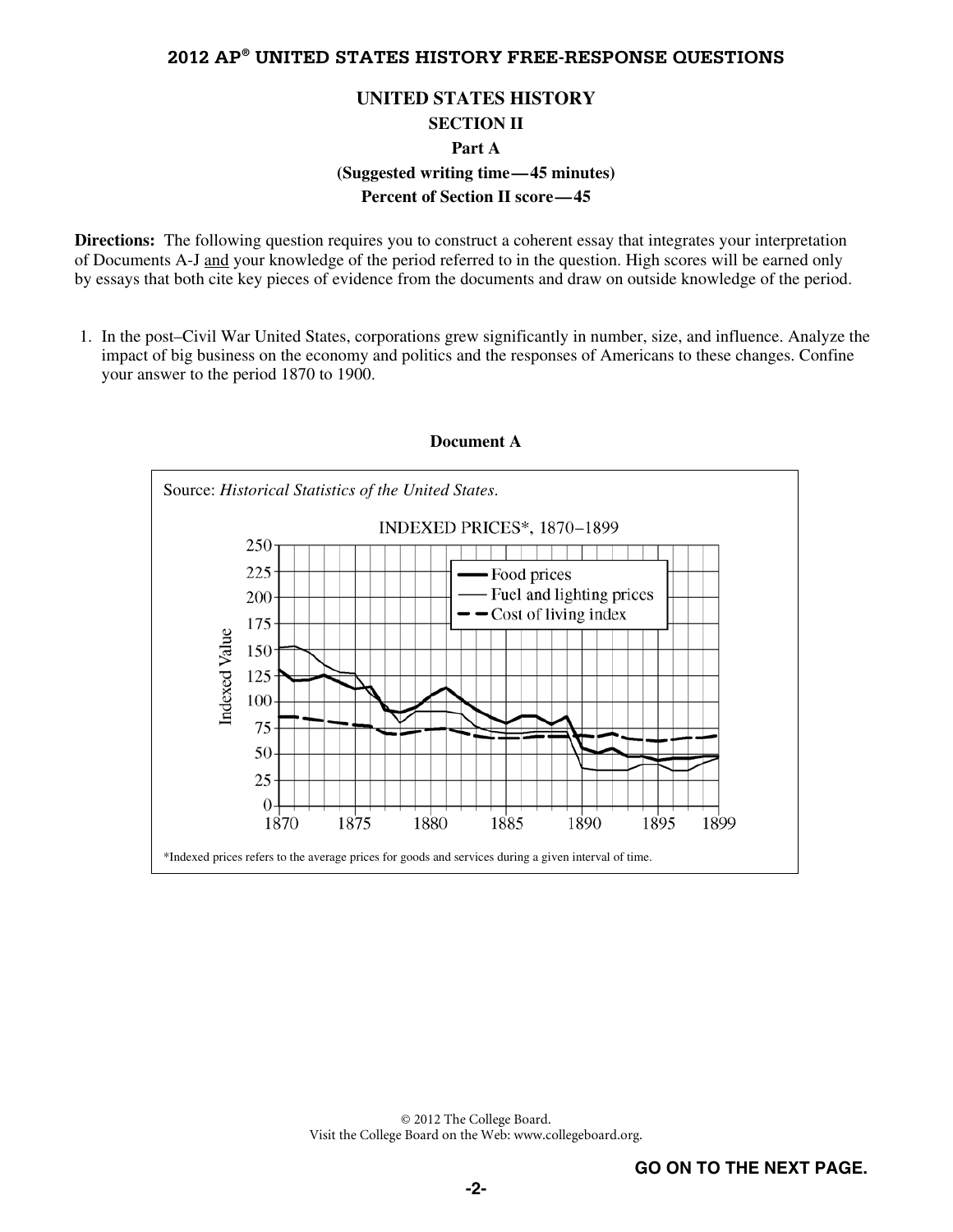# UNITED STATES HISTORY

## SECTION II

### Part A

**(Suggested writing time—45 minutes)**

**Percent of Section II score—45**

**Directions:** The following question requires you to construct a coherent essay that integrates your interpretation of Documents A-J and your knowledge of the period referred to in the question. High scores will be earned only by essays that both cite key pieces of evidence from the documents and draw on outside knowledge of the period.

1. In the post–Civil War United States, corporations grew significantly in number, size, and influence. Analyze the impact of big business on the economy and politics and the responses of Americans to these changes. Confine your answer to the period 1870 to 1900.

**Document A**

Source: *Historical Statistics of the United States*.

INDEXED PRICES*, 1870–1899

Food prices
Fuel and lighting prices
Cost of living index

Indexed Value

250
225
200
175
150
125
100
75
50
25
0

1870 1875 1880 1885 1890 1895 1899

*Indexed prices refers to the average prices for goods and services during a given interval of time.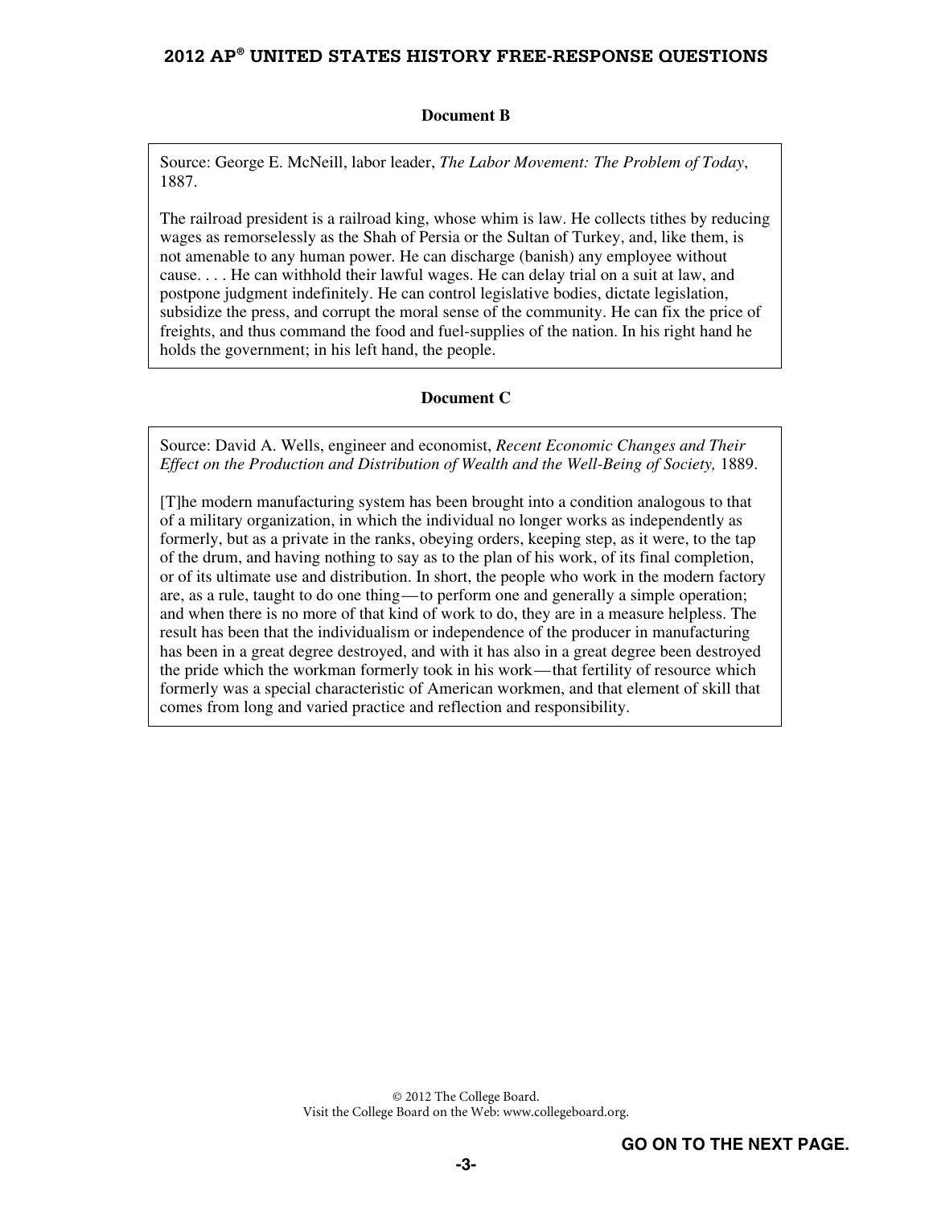### Document B

Source: George E. McNeill, labor leader, *The Labor Movement: The Problem of Today*, 1887.

The railroad president is a railroad king, whose whim is law. He collects tithes by reducing wages as remorselessly as the Shah of Persia or the Sultan of Turkey, and, like them, is not amenable to any human power. He can discharge (banish) any employee without cause. . . . He can withhold their lawful wages. He can delay trial on a suit at law, and postpone judgment indefinitely. He can control legislative bodies, dictate legislation, subsidize the press, and corrupt the moral sense of the community. He can fix the price of freights, and thus command the food and fuel-supplies of the nation. In his right hand he holds the government; in his left hand, the people.

### Document C

Source: David A. Wells, engineer and economist, *Recent Economic Changes and Their Effect on the Production and Distribution of Wealth and the Well-Being of Society,* 1889.

[T]he modern manufacturing system has been brought into a condition analogous to that of a military organization, in which the individual no longer works as independently as formerly, but as a private in the ranks, obeying orders, keeping step, as it were, to the tap of the drum, and having nothing to say as to the plan of his work, of its final completion, or of its ultimate use and distribution. In short, the people who work in the modern factory are, as a rule, taught to do one thing—to perform one and generally a simple operation; and when there is no more of that kind of work to do, they are in a measure helpless. The result has been that the individualism or independence of the producer in manufacturing has been in a great degree destroyed, and with it has also in a great degree been destroyed the pride which the workman formerly took in his work—that fertility of resource which formerly was a special characteristic of American workmen, and that element of skill that comes from long and varied practice and reflection and responsibility.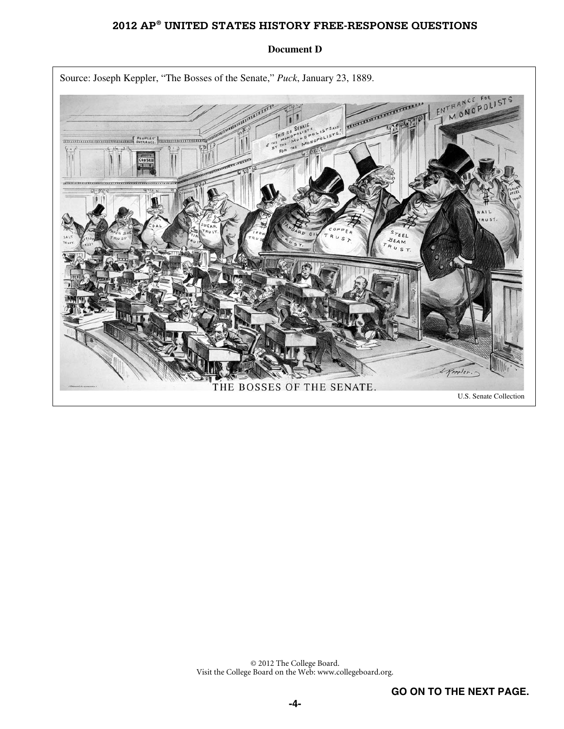**Document D**

Source: Joseph Keppler, "The Bosses of the Senate," *Puck*, January 23, 1889.

THE BOSSES OF THE SENATE.

U.S. Senate Collection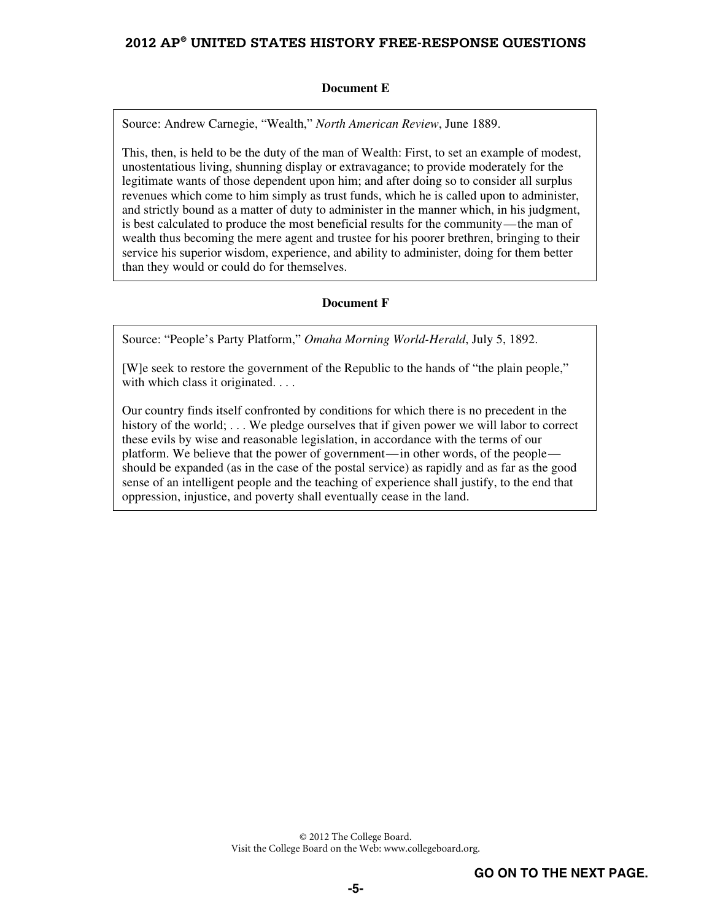### Document E

Source: Andrew Carnegie, "Wealth," *North American Review*, June 1889.

This, then, is held to be the duty of the man of Wealth: First, to set an example of modest, unostentatious living, shunning display or extravagance; to provide moderately for the legitimate wants of those dependent upon him; and after doing so to consider all surplus revenues which come to him simply as trust funds, which he is called upon to administer, and strictly bound as a matter of duty to administer in the manner which, in his judgment, is best calculated to produce the most beneficial results for the community—the man of wealth thus becoming the mere agent and trustee for his poorer brethren, bringing to their service his superior wisdom, experience, and ability to administer, doing for them better than they would or could do for themselves.

### Document F

Source: "People's Party Platform," *Omaha Morning World-Herald*, July 5, 1892.

[W]e seek to restore the government of the Republic to the hands of "the plain people," with which class it originated. . . .

Our country finds itself confronted by conditions for which there is no precedent in the history of the world; . . . We pledge ourselves that if given power we will labor to correct these evils by wise and reasonable legislation, in accordance with the terms of our platform. We believe that the power of government—in other words, of the people—should be expanded (as in the case of the postal service) as rapidly and as far as the good sense of an intelligent people and the teaching of experience shall justify, to the end that oppression, injustice, and poverty shall eventually cease in the land.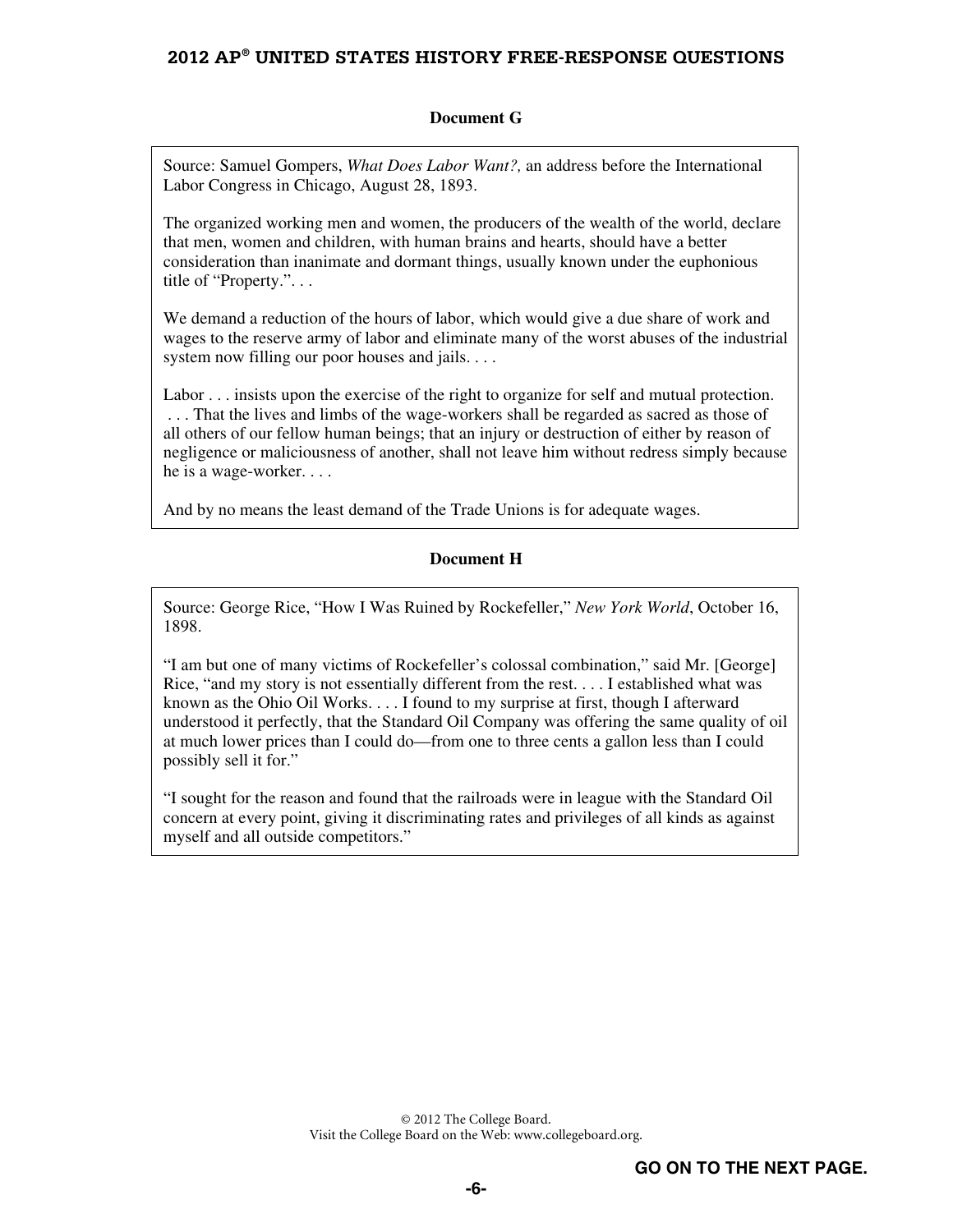### Document G

Source: Samuel Gompers, *What Does Labor Want?,* an address before the International Labor Congress in Chicago, August 28, 1893.

The organized working men and women, the producers of the wealth of the world, declare that men, women and children, with human brains and hearts, should have a better consideration than inanimate and dormant things, usually known under the euphonious title of "Property.". . .

We demand a reduction of the hours of labor, which would give a due share of work and wages to the reserve army of labor and eliminate many of the worst abuses of the industrial system now filling our poor houses and jails. . . .

Labor . . . insists upon the exercise of the right to organize for self and mutual protection. . . . That the lives and limbs of the wage-workers shall be regarded as sacred as those of all others of our fellow human beings; that an injury or destruction of either by reason of negligence or maliciousness of another, shall not leave him without redress simply because he is a wage-worker. . . .

And by no means the least demand of the Trade Unions is for adequate wages.

### Document H

Source: George Rice, "How I Was Ruined by Rockefeller," *New York World*, October 16, 1898.

"I am but one of many victims of Rockefeller's colossal combination," said Mr. [George] Rice, "and my story is not essentially different from the rest. . . . I established what was known as the Ohio Oil Works. . . . I found to my surprise at first, though I afterward understood it perfectly, that the Standard Oil Company was offering the same quality of oil at much lower prices than I could do—from one to three cents a gallon less than I could possibly sell it for."

"I sought for the reason and found that the railroads were in league with the Standard Oil concern at every point, giving it discriminating rates and privileges of all kinds as against myself and all outside competitors."

GO ON TO THE NEXT PAGE.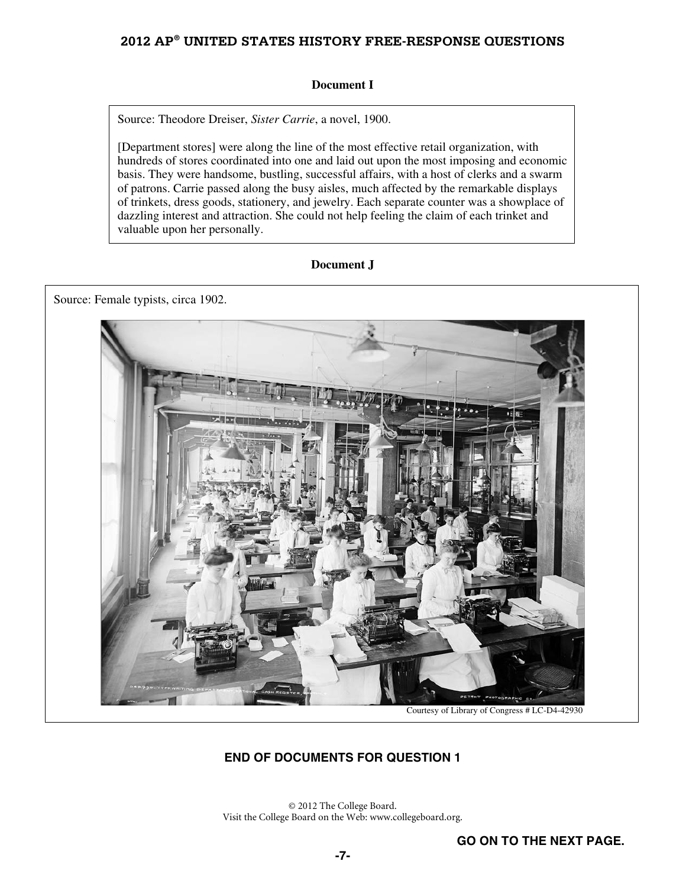**Document I**

Source: Theodore Dreiser, *Sister Carrie*, a novel, 1900.

[Department stores] were along the line of the most effective retail organization, with hundreds of stores coordinated into one and laid out upon the most imposing and economic basis. They were handsome, bustling, successful affairs, with a host of clerks and a swarm of patrons. Carrie passed along the busy aisles, much affected by the remarkable displays of trinkets, dress goods, stationery, and jewelry. Each separate counter was a showplace of dazzling interest and attraction. She could not help feeling the claim of each trinket and valuable upon her personally.

**Document J**

Source: Female typists, circa 1902.

Courtesy of Library of Congress # LC-D4-42930

**END OF DOCUMENTS FOR QUESTION 1**

© 2012 The College Board.
Visit the College Board on the Web: www.collegeboard.org.

**GO ON TO THE NEXT PAGE.**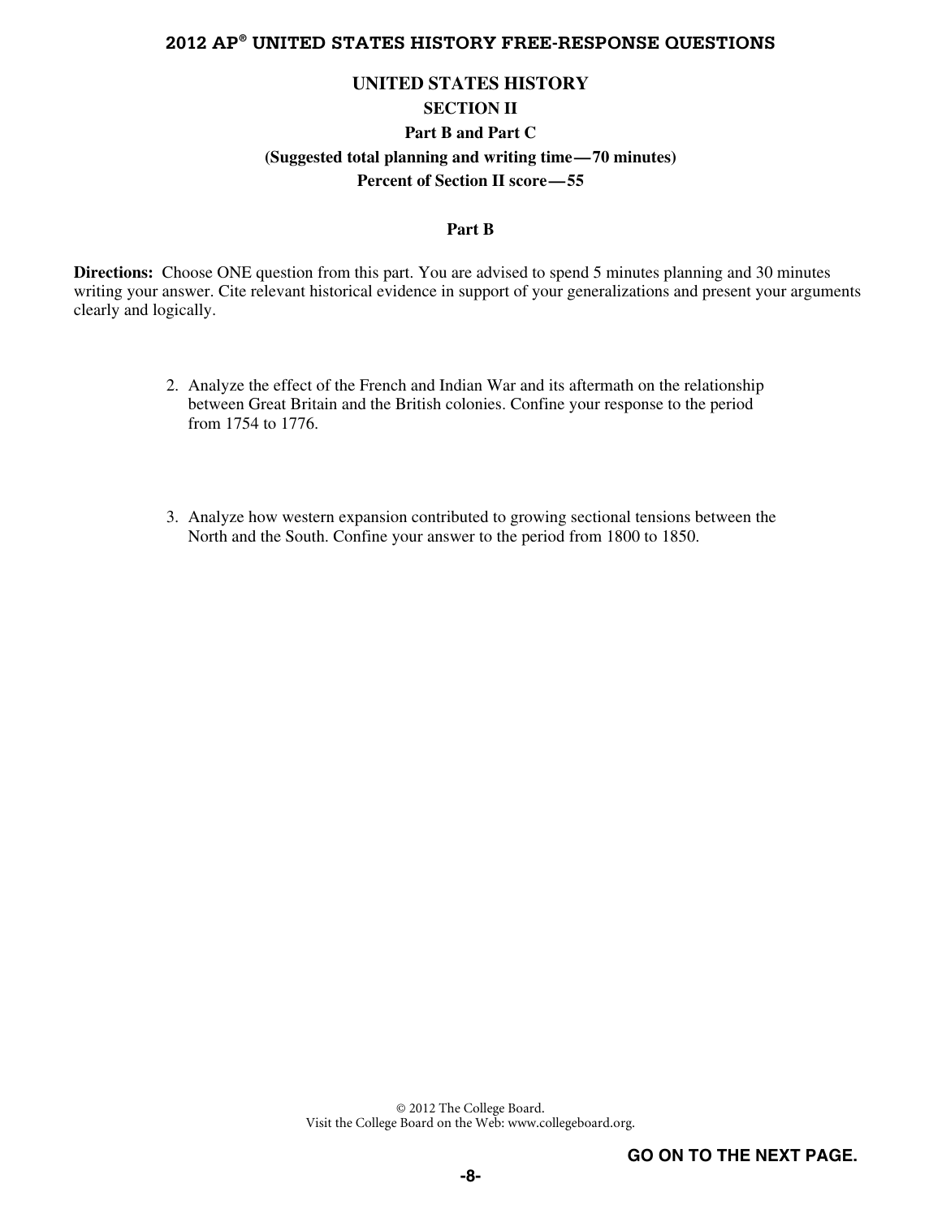# UNITED STATES HISTORY

## SECTION II

## Part B and Part C

**(Suggested total planning and writing time — 70 minutes)**

**Percent of Section II score — 55**

### Part B

**Directions:** Choose ONE question from this part. You are advised to spend 5 minutes planning and 30 minutes writing your answer. Cite relevant historical evidence in support of your generalizations and present your arguments clearly and logically.

2. Analyze the effect of the French and Indian War and its aftermath on the relationship between Great Britain and the British colonies. Confine your response to the period from 1754 to 1776.

3. Analyze how western expansion contributed to growing sectional tensions between the North and the South. Confine your answer to the period from 1800 to 1850.

© 2012 The College Board.
Visit the College Board on the Web: www.collegeboard.org.

**GO ON TO THE NEXT PAGE.**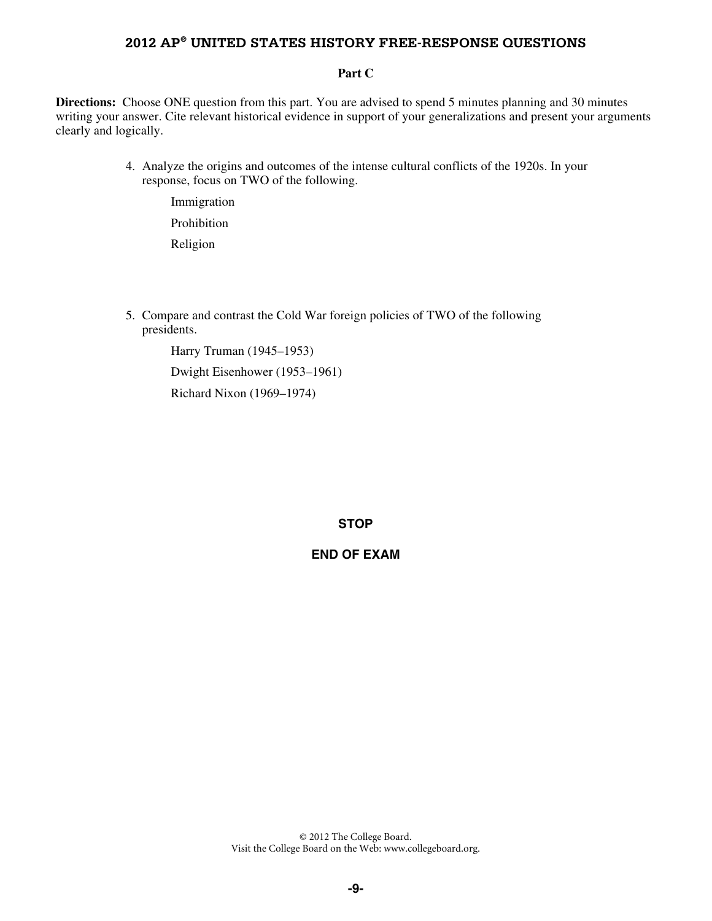## Part C

**Directions:** Choose ONE question from this part. You are advised to spend 5 minutes planning and 30 minutes writing your answer. Cite relevant historical evidence in support of your generalizations and present your arguments clearly and logically.

4. Analyze the origins and outcomes of the intense cultural conflicts of the 1920s. In your response, focus on TWO of the following.

   Immigration

   Prohibition

   Religion

5. Compare and contrast the Cold War foreign policies of TWO of the following presidents.

   Harry Truman (1945–1953)

   Dwight Eisenhower (1953–1961)

   Richard Nixon (1969–1974)

**STOP**

**END OF EXAM**